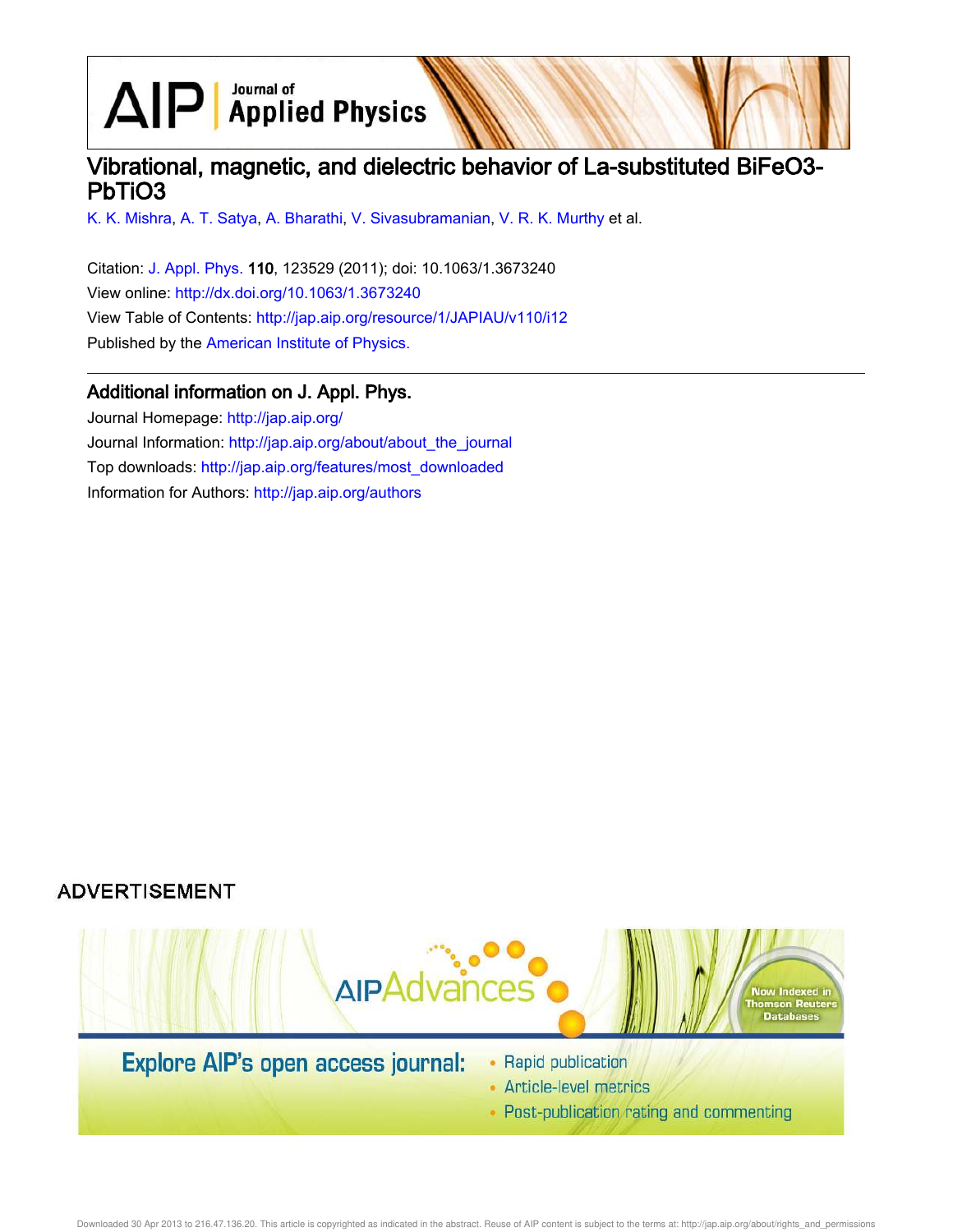# Vibrational, magnetic, and dielectric behavior of La-substituted BiFeO3-PbTiO3

K. K. Mishra, A. T. Satya, A. Bharathi, V. Sivasubramanian, V. R. K. Murthy et al.

Citation: J. Appl. Phys. **110**, 123529 (2011); doi: 10.1063/1.3673240

View online: http://dx.doi.org/10.1063/1.3673240

View Table of Contents: http://jap.aip.org/resource/1/JAPIAU/v110/i12

Published by the American Institute of Physics.

## Additional information on J. Appl. Phys.

Journal Homepage: http://jap.aip.org/

Journal Information: http://jap.aip.org/about/about_the_journal

Top downloads: http://jap.aip.org/features/most_downloaded

Information for Authors: http://jap.aip.org/authors

ADVERTISEMENT

AIPAdvances

Now Indexed in Thomson Reuters Databases

Explore AIP's open access journal:

- Rapid publication
- Article-level metrics
- Post-publication rating and commenting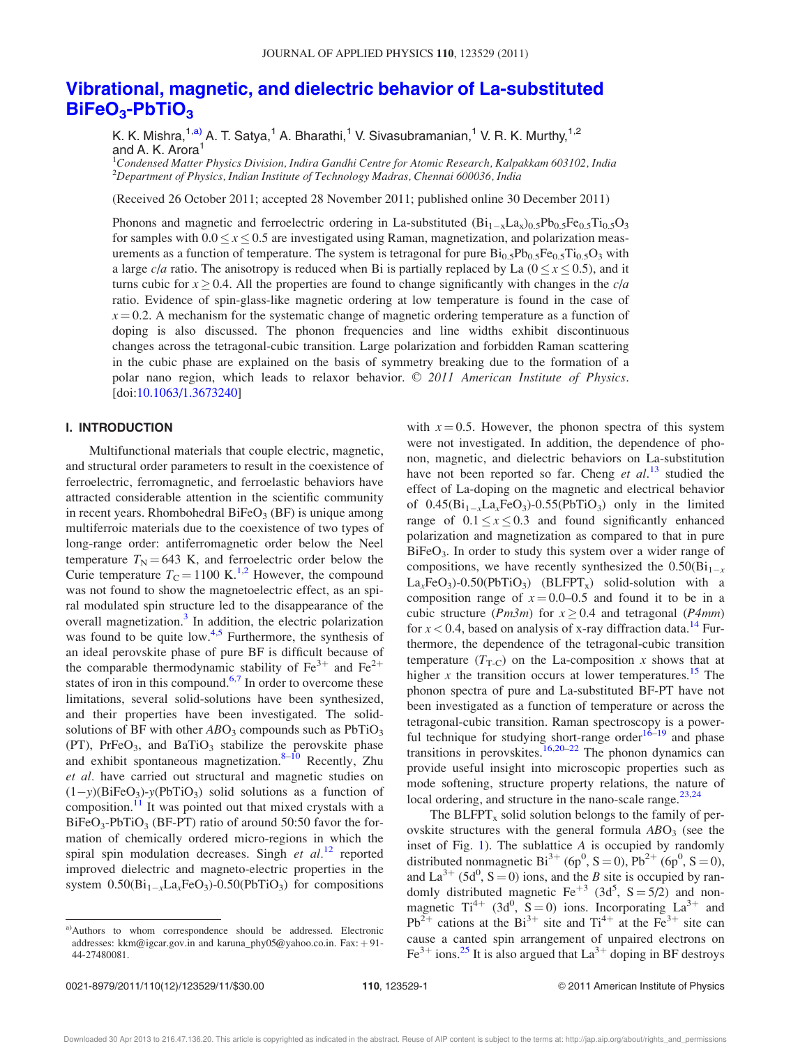# Vibrational, magnetic, and dielectric behavior of La-substituted $BiFeO_3$-$PbTiO_3$

K. K. Mishra,[1,a)] A. T. Satya,[1] A. Bharathi,[1] V. Sivasubramanian,[1] V. R. K. Murthy,[1,2] and A. K. Arora[1]

[1]*Condensed Matter Physics Division, Indira Gandhi Centre for Atomic Research, Kalpakkam 603102, India*
[2]*Department of Physics, Indian Institute of Technology Madras, Chennai 600036, India*

(Received 26 October 2011; accepted 28 November 2011; published online 30 December 2011)

Phonons and magnetic and ferroelectric ordering in La-substituted $(Bi_{1-x}La_x)_{0.5}Pb_{0.5}Fe_{0.5}Ti_{0.5}O_3$ for samples with $0.0 \leq x \leq 0.5$ are investigated using Raman, magnetization, and polarization measurements as a function of temperature. The system is tetragonal for pure $Bi_{0.5}Pb_{0.5}Fe_{0.5}Ti_{0.5}O_3$ with a large $c/a$ ratio. The anisotropy is reduced when Bi is partially replaced by La ($0 \leq x \leq 0.5$), and it turns cubic for $x \geq 0.4$. All the properties are found to change significantly with changes in the $c/a$ ratio. Evidence of spin-glass-like magnetic ordering at low temperature is found in the case of $x = 0.2$. A mechanism for the systematic change of magnetic ordering temperature as a function of doping is also discussed. The phonon frequencies and line widths exhibit discontinuous changes across the tetragonal-cubic transition. Large polarization and forbidden Raman scattering in the cubic phase are explained on the basis of symmetry breaking due to the formation of a polar nano region, which leads to relaxor behavior. © *2011 American Institute of Physics*. [doi:10.1063/1.3673240]

## I. INTRODUCTION

Multifunctional materials that couple electric, magnetic, and structural order parameters to result in the coexistence of ferroelectric, ferromagnetic, and ferroelastic behaviors have attracted considerable attention in the scientific community in recent years. Rhombohedral $BiFeO_3$ (BF) is unique among multiferroic materials due to the coexistence of two types of long-range order: antiferromagnetic order below the Neel temperature $T_N = 643$ K, and ferroelectric order below the Curie temperature $T_C = 1100$ K.[1,2] However, the compound was not found to show the magnetoelectric effect, as an spiral modulated spin structure led to the disappearance of the overall magnetization.[3] In addition, the electric polarization was found to be quite low.[4,5] Furthermore, the synthesis of an ideal perovskite phase of pure BF is difficult because of the comparable thermodynamic stability of $Fe^{3+}$ and $Fe^{2+}$ states of iron in this compound.[6,7] In order to overcome these limitations, several solid-solutions have been synthesized, and their properties have been investigated. The solid-solutions of BF with other $ABO_3$ compounds such as $PbTiO_3$ (PT), $PrFeO_3$, and $BaTiO_3$ stabilize the perovskite phase and exhibit spontaneous magnetization.[8–10] Recently, Zhu *et al.* have carried out structural and magnetic studies on $(1-y)(BiFeO_3)$-$y(PbTiO_3)$ solid solutions as a function of composition.[11] It was pointed out that mixed crystals with a $BiFeO_3$-$PbTiO_3$ (BF-PT) ratio of around 50:50 favor the formation of chemically ordered micro-regions in which the spiral spin modulation decreases. Singh *et al.*[12] reported improved dielectric and magneto-electric properties in the system $0.50(Bi_{1-x}La_xFeO_3)$-$0.50(PbTiO_3)$ for compositions with $x = 0.5$. However, the phonon spectra of this system were not investigated. In addition, the dependence of phonon, magnetic, and dielectric behaviors on La-substitution have not been reported so far. Cheng *et al.*[13] studied the effect of La-doping on the magnetic and electrical behavior of $0.45(Bi_{1-x}La_xFeO_3)$-$0.55(PbTiO_3)$ only in the limited range of $0.1 \leq x \leq 0.3$ and found significantly enhanced polarization and magnetization as compared to that in pure $BiFeO_3$. In order to study this system over a wider range of compositions, we have recently synthesized the $0.50(Bi_{1-x}La_xFeO_3)$-$0.50(PbTiO_3)$ ($BLFPT_x$) solid-solution with a composition range of $x = 0.0$–$0.5$ and found it to be in a cubic structure ($Pm3m$) for $x \geq 0.4$ and tetragonal ($P4mm$) for $x < 0.4$, based on analysis of x-ray diffraction data.[14] Furthermore, the dependence of the tetragonal-cubic transition temperature ($T_{T\text{-}C}$) on the La-composition $x$ shows that at higher $x$ the transition occurs at lower temperatures.[15] The phonon spectra of pure and La-substituted BF-PT have not been investigated as a function of temperature or across the tetragonal-cubic transition. Raman spectroscopy is a powerful technique for studying short-range order[16–19] and phase transitions in perovskites.[16,20–22] The phonon dynamics can provide useful insight into microscopic properties such as mode softening, structure property relations, the nature of local ordering, and structure in the nano-scale range.[23,24]

The $BLFPT_x$ solid solution belongs to the family of perovskite structures with the general formula $ABO_3$ (see the inset of Fig. 1). The sublattice $A$ is occupied by randomly distributed nonmagnetic $Bi^{3+}$ ($6p^0$, $S = 0$), $Pb^{2+}$ ($6p^0$, $S = 0$), and $La^{3+}$ ($5d^0$, $S = 0$) ions, and the $B$ site is occupied by randomly distributed magnetic $Fe^{+3}$ ($3d^5$, $S = 5/2$) and nonmagnetic $Ti^{4+}$ ($3d^0$, $S = 0$) ions. Incorporating $La^{3+}$ and $Pb^{2+}$ cations at the $Bi^{3+}$ site and $Ti^{4+}$ at the $Fe^{3+}$ site can cause a canted spin arrangement of unpaired electrons on $Fe^{3+}$ ions.[25] It is also argued that $La^{3+}$ doping in BF destroys

a)Authors to whom correspondence should be addressed. Electronic addresses: kkm@igcar.gov.in and karuna_phy05@yahoo.co.in. Fax: +91-44-27480081.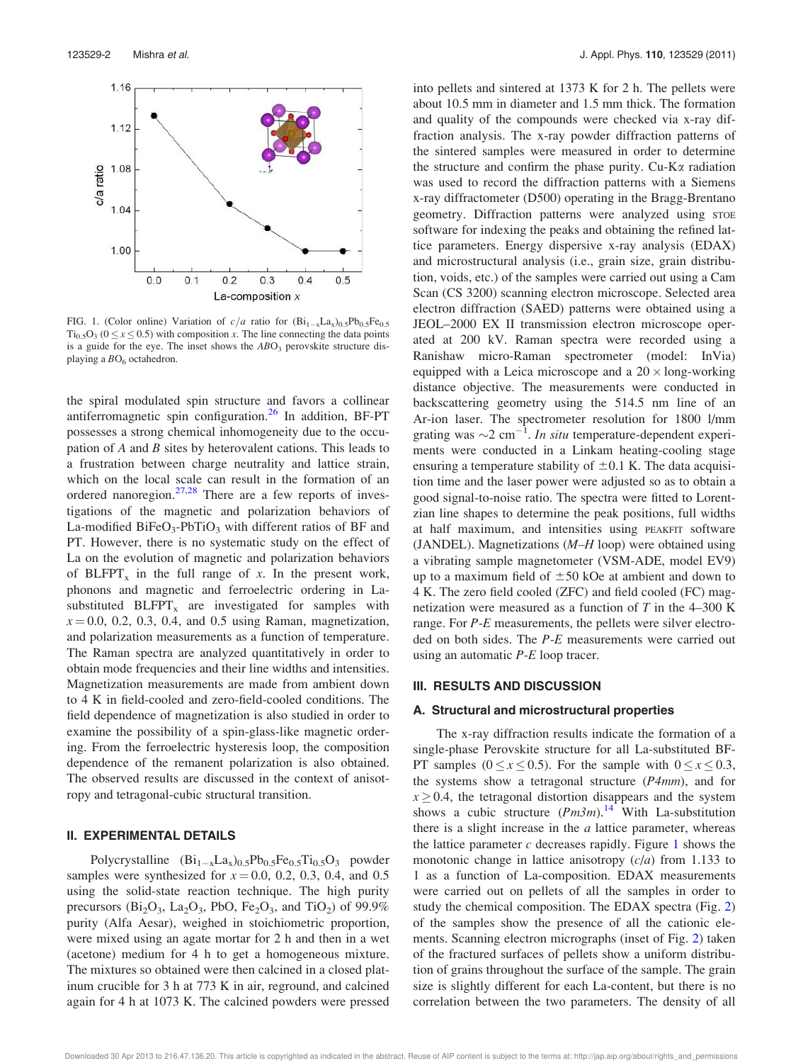FIG. 1. (Color online) Variation of $c/a$ ratio for $(Bi_{1-x}La_x)_{0.5}Pb_{0.5}Fe_{0.5}Ti_{0.5}O_3$ ($0 \leq x \leq 0.5$) with composition $x$. The line connecting the data points is a guide for the eye. The inset shows the $ABO_3$ perovskite structure displaying a $BO_6$ octahedron.

the spiral modulated spin structure and favors a collinear antiferromagnetic spin configuration.[26] In addition, BF-PT possesses a strong chemical inhomogeneity due to the occupation of *A* and *B* sites by heterovalent cations. This leads to a frustration between charge neutrality and lattice strain, which on the local scale can result in the formation of an ordered nanoregion.[27,28] There are a few reports of investigations of the magnetic and polarization behaviors of La-modified $BiFeO_3$-$PbTiO_3$ with different ratios of BF and PT. However, there is no systematic study on the effect of La on the evolution of magnetic and polarization behaviors of $BLFPT_x$ in the full range of $x$. In the present work, phonons and magnetic and ferroelectric ordering in La-substituted $BLFPT_x$ are investigated for samples with $x = 0.0$, 0.2, 0.3, 0.4, and 0.5 using Raman, magnetization, and polarization measurements as a function of temperature. The Raman spectra are analyzed quantitatively in order to obtain mode frequencies and their line widths and intensities. Magnetization measurements are made from ambient down to 4 K in field-cooled and zero-field-cooled conditions. The field dependence of magnetization is also studied in order to examine the possibility of a spin-glass-like magnetic ordering. From the ferroelectric hysteresis loop, the composition dependence of the remanent polarization is also obtained. The observed results are discussed in the context of anisotropy and tetragonal-cubic structural transition.

## II. EXPERIMENTAL DETAILS

Polycrystalline $(Bi_{1-x}La_x)_{0.5}Pb_{0.5}Fe_{0.5}Ti_{0.5}O_3$ powder samples were synthesized for $x = 0.0$, 0.2, 0.3, 0.4, and 0.5 using the solid-state reaction technique. The high purity precursors ($Bi_2O_3$, $La_2O_3$, PbO, $Fe_2O_3$, and $TiO_2$) of 99.9% purity (Alfa Aesar), weighed in stoichiometric proportion, were mixed using an agate mortar for 2 h and then in a wet (acetone) medium for 4 h to get a homogeneous mixture. The mixtures so obtained were then calcined in a closed platinum crucible for 3 h at 773 K in air, reground, and calcined again for 4 h at 1073 K. The calcined powders were pressed into pellets and sintered at 1373 K for 2 h. The pellets were about 10.5 mm in diameter and 1.5 mm thick. The formation and quality of the compounds were checked via x-ray diffraction analysis. The x-ray powder diffraction patterns of the sintered samples were measured in order to determine the structure and confirm the phase purity. Cu-K$\alpha$ radiation was used to record the diffraction patterns with a Siemens x-ray diffractometer (D500) operating in the Bragg-Brentano geometry. Diffraction patterns were analyzed using STOE software for indexing the peaks and obtaining the refined lattice parameters. Energy dispersive x-ray analysis (EDAX) and microstructural analysis (i.e., grain size, grain distribution, voids, etc.) of the samples were carried out using a Cam Scan (CS 3200) scanning electron microscope. Selected area electron diffraction (SAED) patterns were obtained using a JEOL–2000 EX II transmission electron microscope operated at 200 kV. Raman spectra were recorded using a Ranishaw micro-Raman spectrometer (model: InVia) equipped with a Leica microscope and a $20\times$ long-working distance objective. The measurements were conducted in backscattering geometry using the 514.5 nm line of an Ar-ion laser. The spectrometer resolution for 1800 l/mm grating was $\sim$2 $cm^{-1}$. *In situ* temperature-dependent experiments were conducted in a Linkam heating-cooling stage ensuring a temperature stability of $\pm$0.1 K. The data acquisition time and the laser power were adjusted so as to obtain a good signal-to-noise ratio. The spectra were fitted to Lorentzian line shapes to determine the peak positions, full widths at half maximum, and intensities using PEAKFIT software (JANDEL). Magnetizations (*M–H* loop) were obtained using a vibrating sample magnetometer (VSM-ADE, model EV9) up to a maximum field of $\pm$50 kOe at ambient and down to 4 K. The zero field cooled (ZFC) and field cooled (FC) magnetization were measured as a function of *T* in the 4–300 K range. For *P-E* measurements, the pellets were silver electroded on both sides. The *P-E* measurements were carried out using an automatic *P-E* loop tracer.

## III. RESULTS AND DISCUSSION

### A. Structural and microstructural properties

The x-ray diffraction results indicate the formation of a single-phase Perovskite structure for all La-substituted BF-PT samples ($0 \leq x \leq 0.5$). For the sample with $0 \leq x \leq 0.3$, the systems show a tetragonal structure (*P4mm*), and for $x \geq 0.4$, the tetragonal distortion disappears and the system shows a cubic structure (*Pm3m*).[14] With La-substitution there is a slight increase in the *a* lattice parameter, whereas the lattice parameter *c* decreases rapidly. Figure 1 shows the monotonic change in lattice anisotropy ($c/a$) from 1.133 to 1 as a function of La-composition. EDAX measurements were carried out on pellets of all the samples in order to study the chemical composition. The EDAX spectra (Fig. 2) of the samples show the presence of all the cationic elements. Scanning electron micrographs (inset of Fig. 2) taken of the fractured surfaces of pellets show a uniform distribution of grains throughout the surface of the sample. The grain size is slightly different for each La-content, but there is no correlation between the two parameters. The density of all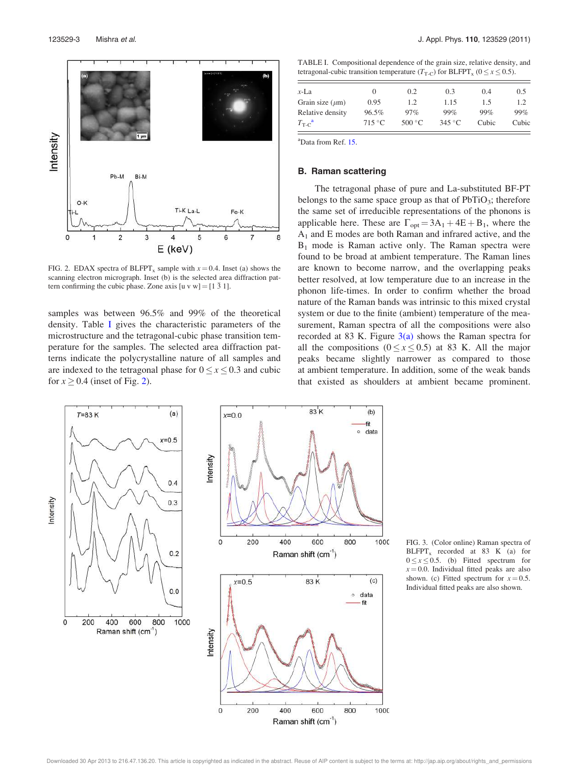FIG. 2. EDAX spectra of $BLFPT_x$ sample with $x = 0.4$. Inset (a) shows the scanning electron micrograph. Inset (b) is the selected area diffraction pattern confirming the cubic phase. Zone axis [u v w] = [1 $\bar{3}$ 1].

samples was between 96.5% and 99% of the theoretical density. Table I gives the characteristic parameters of the microstructure and the tetragonal-cubic phase transition temperature for the samples. The selected area diffraction patterns indicate the polycrystalline nature of all samples and are indexed to the tetragonal phase for $0 \leq x \leq 0.3$ and cubic for $x \geq 0.4$ (inset of Fig. 2).

TABLE I. Compositional dependence of the grain size, relative density, and tetragonal-cubic transition temperature ($T_{T\text{-}C}$) for $BLFPT_x$ ($0 \leq x \leq 0.5$).

| $x$-La | 0 | 0.2 | 0.3 | 0.4 | 0.5 |
|---|---|---|---|---|---|
| Grain size ($\mu$m) | 0.95 | 1.2 | 1.15 | 1.5 | 1.2 |
| Relative density | 96.5% | 97% | 99% | 99% | 99% |
| $T_{T\text{-}C}$[a] | 715 °C | 500 °C | 345 °C | Cubic | Cubic |

[a]Data from Ref. 15.

### B. Raman scattering

The tetragonal phase of pure and La-substituted BF-PT belongs to the same space group as that of $PbTiO_3$; therefore the same set of irreducible representations of the phonons is applicable here. These are $\Gamma_{opt} = 3A_1 + 4E + B_1$, where the $A_1$ and E modes are both Raman and infrared active, and the $B_1$ mode is Raman active only. The Raman spectra were found to be broad at ambient temperature. The Raman lines are known to become narrow, and the overlapping peaks better resolved, at low temperature due to an increase in the phonon life-times. In order to confirm whether the broad nature of the Raman bands was intrinsic to this mixed crystal system or due to the finite (ambient) temperature of the measurement, Raman spectra of all the compositions were also recorded at 83 K. Figure 3(a) shows the Raman spectra for all the compositions ($0 \leq x \leq 0.5$) at 83 K. All the major peaks became slightly narrower as compared to those at ambient temperature. In addition, some of the weak bands that existed as shoulders at ambient became prominent.

FIG. 3. (Color online) Raman spectra of $BLFPT_x$ recorded at 83 K (a) for $0 \leq x \leq 0.5$. (b) Fitted spectrum for $x = 0.0$. Individual fitted peaks are also shown. (c) Fitted spectrum for $x = 0.5$. Individual fitted peaks are also shown.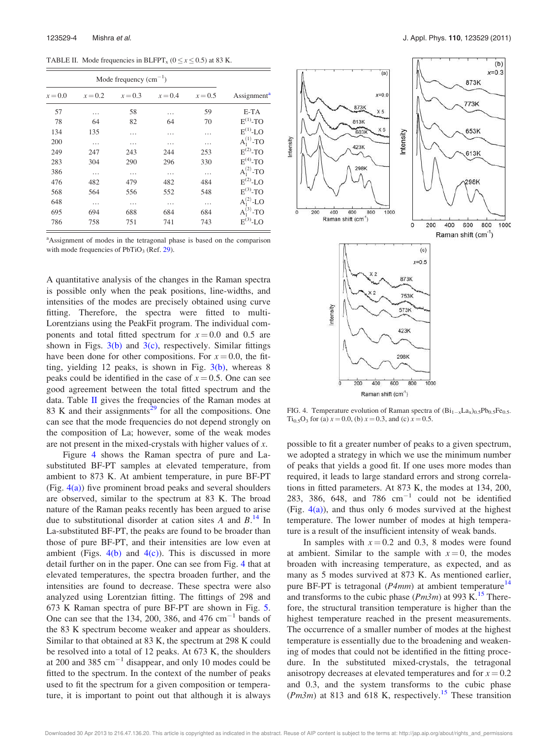TABLE II. Mode frequencies in $BLFPT_x$ ($0 \le x \le 0.5$) at 83 K.

| Mode frequency ($cm^{-1}$) | | | | | |
|---|---|---|---|---|---|
| $x = 0.0$ | $x = 0.2$ | $x = 0.3$ | $x = 0.4$ | $x = 0.5$ | Assignment[a] |
| 57 | … | 58 | … | 59 | E-TA |
| 78 | 64 | 82 | 64 | 70 | $E^{(1)}$-TO |
| 134 | 135 | … | … | … | $E^{(1)}$-LO |
| 200 | … | … | … | … | $A_1^{(1)}$-TO |
| 249 | 247 | 243 | 244 | 253 | $E^{(2)}$-TO |
| 283 | 304 | 290 | 296 | 330 | $E^{(4)}$-TO |
| 386 | … | … | … | … | $A_1^{(2)}$-TO |
| 476 | 482 | 479 | 482 | 484 | $E^{(2)}$-LO |
| 568 | 564 | 556 | 552 | 548 | $E^{(3)}$-TO |
| 648 | … | … | … | … | $A_1^{(2)}$-LO |
| 695 | 694 | 688 | 684 | 684 | $A_1^{(3)}$-TO |
| 786 | 758 | 751 | 741 | 743 | $E^{(3)}$-LO |

[a]Assignment of modes in the tetragonal phase is based on the comparison with mode frequencies of $PbTiO_3$ (Ref. 29).

A quantitative analysis of the changes in the Raman spectra is possible only when the peak positions, line-widths, and intensities of the modes are precisely obtained using curve fitting. Therefore, the spectra were fitted to multi-Lorentzians using the PeakFit program. The individual components and total fitted spectrum for $x = 0.0$ and 0.5 are shown in Figs. 3(b) and 3(c), respectively. Similar fittings have been done for other compositions. For $x = 0.0$, the fitting, yielding 12 peaks, is shown in Fig. 3(b), whereas 8 peaks could be identified in the case of $x = 0.5$. One can see good agreement between the total fitted spectrum and the data. Table II gives the frequencies of the Raman modes at 83 K and their assignments[29] for all the compositions. One can see that the mode frequencies do not depend strongly on the composition of La; however, some of the weak modes are not present in the mixed-crystals with higher values of $x$.

Figure 4 shows the Raman spectra of pure and La-substituted BF-PT samples at elevated temperature, from ambient to 873 K. At ambient temperature, in pure BF-PT (Fig. 4(a)) five prominent broad peaks and several shoulders are observed, similar to the spectrum at 83 K. The broad nature of the Raman peaks recently has been argued to arise due to substitutional disorder at cation sites $A$ and $B$.[14] In La-substituted BF-PT, the peaks are found to be broader than those of pure BF-PT, and their intensities are low even at ambient (Figs. 4(b) and 4(c)). This is discussed in more detail further on in the paper. One can see from Fig. 4 that at elevated temperatures, the spectra broaden further, and the intensities are found to decrease. These spectra were also analyzed using Lorentzian fitting. The fittings of 298 and 673 K Raman spectra of pure BF-PT are shown in Fig. 5. One can see that the 134, 200, 386, and 476 $cm^{-1}$ bands of the 83 K spectrum become weaker and appear as shoulders. Similar to that obtained at 83 K, the spectrum at 298 K could be resolved into a total of 12 peaks. At 673 K, the shoulders at 200 and 385 $cm^{-1}$ disappear, and only 10 modes could be fitted to the spectrum. In the context of the number of peaks used to fit the spectrum for a given composition or temperature, it is important to point out that although it is always possible to fit a greater number of peaks to a given spectrum, we adopted a strategy in which we use the minimum number of peaks that yields a good fit. If one uses more modes than required, it leads to large standard errors and strong correlations in fitted parameters. At 873 K, the modes at 134, 200, 283, 386, 648, and 786 $cm^{-1}$ could not be identified (Fig. 4(a)), and thus only 6 modes survived at the highest temperature. The lower number of modes at high temperature is a result of the insufficient intensity of weak bands.

FIG. 4. Temperature evolution of Raman spectra of $(Bi_{1-x}La_x)_{0.5}Pb_{0.5}Fe_{0.5}Ti_{0.5}O_3$ for (a) $x = 0.0$, (b) $x = 0.3$, and (c) $x = 0.5$.

In samples with $x = 0.2$ and 0.3, 8 modes were found at ambient. Similar to the sample with $x = 0$, the modes broaden with increasing temperature, as expected, and as many as 5 modes survived at 873 K. As mentioned earlier, pure BF-PT is tetragonal ($P4mm$) at ambient temperature[14] and transforms to the cubic phase ($Pm3m$) at 993 K.[15] Therefore, the structural transition temperature is higher than the highest temperature reached in the present measurements. The occurrence of a smaller number of modes at the highest temperature is essentially due to the broadening and weakening of modes that could not be identified in the fitting procedure. In the substituted mixed-crystals, the tetragonal anisotropy decreases at elevated temperatures and for $x = 0.2$ and 0.3, and the system transforms to the cubic phase ($Pm3m$) at 813 and 618 K, respectively.[15] These transition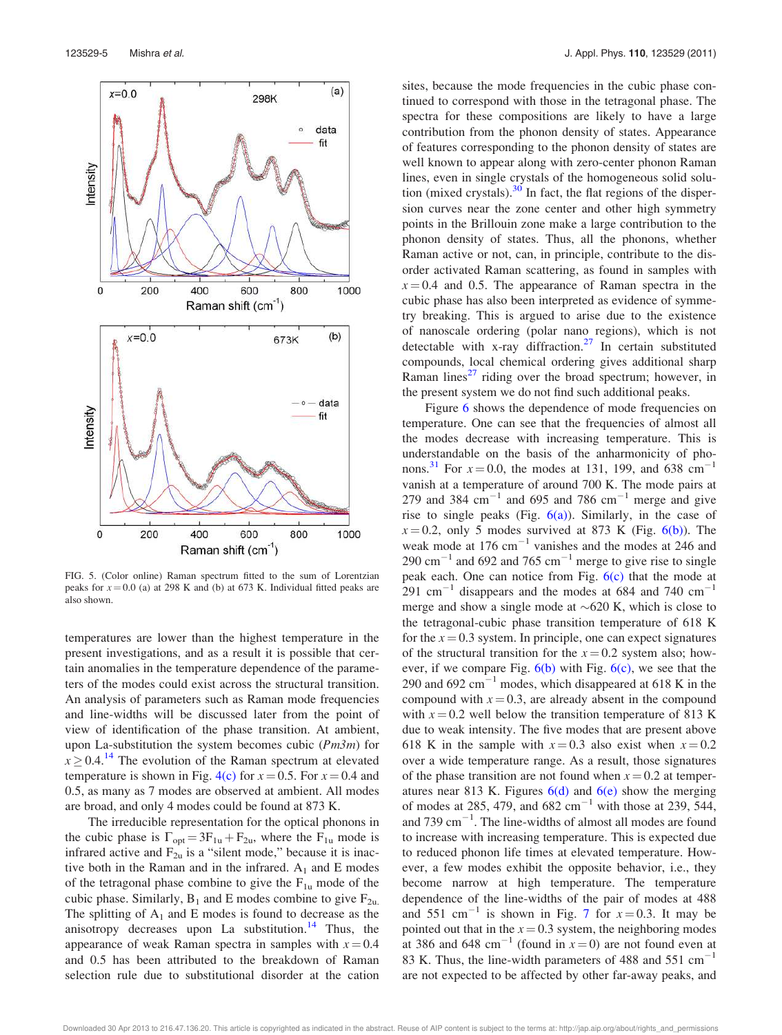FIG. 5. (Color online) Raman spectrum fitted to the sum of Lorentzian peaks for $x = 0.0$ (a) at 298 K and (b) at 673 K. Individual fitted peaks are also shown.

temperatures are lower than the highest temperature in the present investigations, and as a result it is possible that certain anomalies in the temperature dependence of the parameters of the modes could exist across the structural transition. An analysis of parameters such as Raman mode frequencies and line-widths will be discussed later from the point of view of identification of the phase transition. At ambient, upon La-substitution the system becomes cubic ($Pm3m$) for $x \geq 0.4$.[14] The evolution of the Raman spectrum at elevated temperature is shown in Fig. 4(c) for $x = 0.5$. For $x = 0.4$ and 0.5, as many as 7 modes are observed at ambient. All modes are broad, and only 4 modes could be found at 873 K.

The irreducible representation for the optical phonons in the cubic phase is $\Gamma_{opt} = 3F_{1u} + F_{2u}$, where the $F_{1u}$ mode is infrared active and $F_{2u}$ is a "silent mode," because it is inactive both in the Raman and in the infrared. $A_1$ and E modes of the tetragonal phase combine to give the $F_{1u}$ mode of the cubic phase. Similarly, $B_1$ and E modes combine to give $F_{2u}$. The splitting of $A_1$ and E modes is found to decrease as the anisotropy decreases upon La substitution.[14] Thus, the appearance of weak Raman spectra in samples with $x = 0.4$ and 0.5 has been attributed to the breakdown of Raman selection rule due to substitutional disorder at the cation sites, because the mode frequencies in the cubic phase continued to correspond with those in the tetragonal phase. The spectra for these compositions are likely to have a large contribution from the phonon density of states. Appearance of features corresponding to the phonon density of states are well known to appear along with zero-center phonon Raman lines, even in single crystals of the homogeneous solid solution (mixed crystals).[30] In fact, the flat regions of the dispersion curves near the zone center and other high symmetry points in the Brillouin zone make a large contribution to the phonon density of states. Thus, all the phonons, whether Raman active or not, can, in principle, contribute to the disorder activated Raman scattering, as found in samples with $x = 0.4$ and 0.5. The appearance of Raman spectra in the cubic phase has also been interpreted as evidence of symmetry breaking. This is argued to arise due to the existence of nanoscale ordering (polar nano regions), which is not detectable with x-ray diffraction.[27] In certain substituted compounds, local chemical ordering gives additional sharp Raman lines[27] riding over the broad spectrum; however, in the present system we do not find such additional peaks.

Figure 6 shows the dependence of mode frequencies on temperature. One can see that the frequencies of almost all the modes decrease with increasing temperature. This is understandable on the basis of the anharmonicity of phonons.[31] For $x = 0.0$, the modes at 131, 199, and 638 $cm^{-1}$ vanish at a temperature of around 700 K. The mode pairs at 279 and 384 $cm^{-1}$ and 695 and 786 $cm^{-1}$ merge and give rise to single peaks (Fig. 6(a)). Similarly, in the case of $x = 0.2$, only 5 modes survived at 873 K (Fig. 6(b)). The weak mode at 176 $cm^{-1}$ vanishes and the modes at 246 and 290 $cm^{-1}$ and 692 and 765 $cm^{-1}$ merge to give rise to single peak each. One can notice from Fig. 6(c) that the mode at 291 $cm^{-1}$ disappears and the modes at 684 and 740 $cm^{-1}$ merge and show a single mode at ~620 K, which is close to the tetragonal-cubic phase transition temperature of 618 K for the $x = 0.3$ system. In principle, one can expect signatures of the structural transition for the $x = 0.2$ system also; however, if we compare Fig. 6(b) with Fig. 6(c), we see that the 290 and 692 $cm^{-1}$ modes, which disappeared at 618 K in the compound with $x = 0.3$, are already absent in the compound with $x = 0.2$ well below the transition temperature of 813 K due to weak intensity. The five modes that are present above 618 K in the sample with $x = 0.3$ also exist when $x = 0.2$ over a wide temperature range. As a result, those signatures of the phase transition are not found when $x = 0.2$ at temperatures near 813 K. Figures 6(d) and 6(e) show the merging of modes at 285, 479, and 682 $cm^{-1}$ with those at 239, 544, and 739 $cm^{-1}$. The line-widths of almost all modes are found to increase with increasing temperature. This is expected due to reduced phonon life times at elevated temperature. However, a few modes exhibit the opposite behavior, i.e., they become narrow at high temperature. The temperature dependence of the line-widths of the pair of modes at 488 and 551 $cm^{-1}$ is shown in Fig. 7 for $x = 0.3$. It may be pointed out that in the $x = 0.3$ system, the neighboring modes at 386 and 648 $cm^{-1}$ (found in $x = 0$) are not found even at 83 K. Thus, the line-width parameters of 488 and 551 $cm^{-1}$ are not expected to be affected by other far-away peaks, and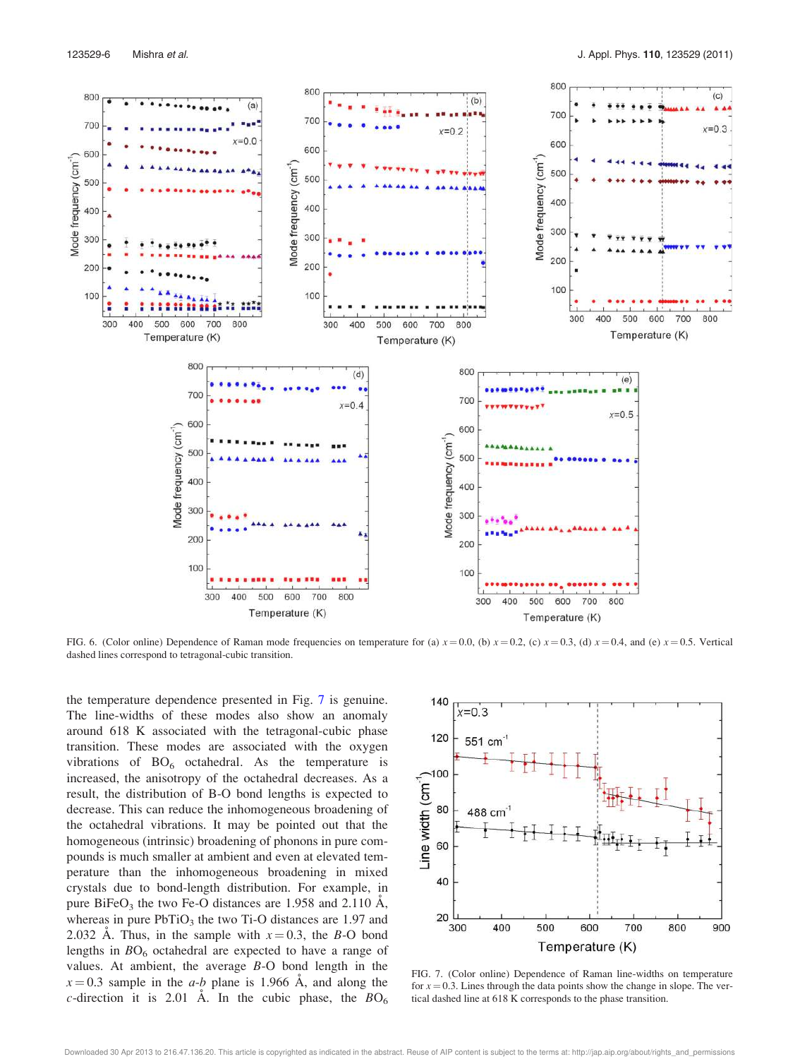FIG. 6. (Color online) Dependence of Raman mode frequencies on temperature for (a) $x = 0.0$, (b) $x = 0.2$, (c) $x = 0.3$, (d) $x = 0.4$, and (e) $x = 0.5$. Vertical dashed lines correspond to tetragonal-cubic transition.

the temperature dependence presented in Fig. 7 is genuine. The line-widths of these modes also show an anomaly around 618 K associated with the tetragonal-cubic phase transition. These modes are associated with the oxygen vibrations of $BO_6$ octahedral. As the temperature is increased, the anisotropy of the octahedral decreases. As a result, the distribution of B-O bond lengths is expected to decrease. This can reduce the inhomogeneous broadening of the octahedral vibrations. It may be pointed out that the homogeneous (intrinsic) broadening of phonons in pure compounds is much smaller at ambient and even at elevated temperature than the inhomogeneous broadening in mixed crystals due to bond-length distribution. For example, in pure $BiFeO_3$ the two Fe-O distances are 1.958 and 2.110 Å, whereas in pure $PbTiO_3$ the two Ti-O distances are 1.97 and 2.032 Å. Thus, in the sample with $x = 0.3$, the $B$-O bond lengths in $BO_6$ octahedral are expected to have a range of values. At ambient, the average $B$-O bond length in the $x = 0.3$ sample in the $a$-$b$ plane is 1.966 Å, and along the $c$-direction it is 2.01 Å. In the cubic phase, the $BO_6$

FIG. 7. (Color online) Dependence of Raman line-widths on temperature for $x = 0.3$. Lines through the data points show the change in slope. The vertical dashed line at 618 K corresponds to the phase transition.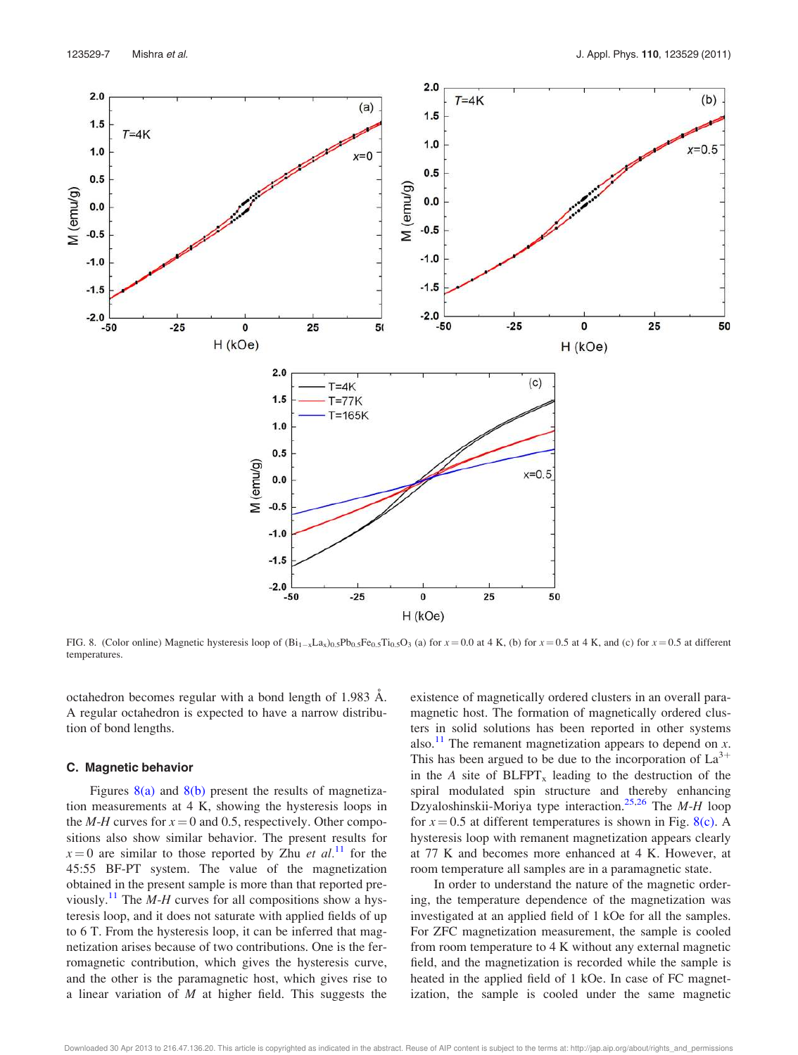FIG. 8. (Color online) Magnetic hysteresis loop of $(Bi_{1-x}La_x)_{0.5}Pb_{0.5}Fe_{0.5}Ti_{0.5}O_3$ (a) for $x = 0.0$ at 4 K, (b) for $x = 0.5$ at 4 K, and (c) for $x = 0.5$ at different temperatures.

octahedron becomes regular with a bond length of 1.983 Å. A regular octahedron is expected to have a narrow distribution of bond lengths.

### C. Magnetic behavior

Figures 8(a) and 8(b) present the results of magnetization measurements at 4 K, showing the hysteresis loops in the *M-H* curves for $x = 0$ and 0.5, respectively. Other compositions also show similar behavior. The present results for $x = 0$ are similar to those reported by Zhu *et al.*[11] for the 45:55 BF-PT system. The value of the magnetization obtained in the present sample is more than that reported previously.[11] The *M-H* curves for all compositions show a hysteresis loop, and it does not saturate with applied fields of up to 6 T. From the hysteresis loop, it can be inferred that magnetization arises because of two contributions. One is the ferromagnetic contribution, which gives the hysteresis curve, and the other is the paramagnetic host, which gives rise to a linear variation of *M* at higher field. This suggests the existence of magnetically ordered clusters in an overall paramagnetic host. The formation of magnetically ordered clusters in solid solutions has been reported in other systems also.[11] The remanent magnetization appears to depend on *x*. This has been argued to be due to the incorporation of $La^{3+}$ in the *A* site of $BLFPT_x$ leading to the destruction of the spiral modulated spin structure and thereby enhancing Dzyaloshinskii-Moriya type interaction.[25,26] The *M-H* loop for $x = 0.5$ at different temperatures is shown in Fig. 8(c). A hysteresis loop with remanent magnetization appears clearly at 77 K and becomes more enhanced at 4 K. However, at room temperature all samples are in a paramagnetic state.

In order to understand the nature of the magnetic ordering, the temperature dependence of the magnetization was investigated at an applied field of 1 kOe for all the samples. For ZFC magnetization measurement, the sample is cooled from room temperature to 4 K without any external magnetic field, and the magnetization is recorded while the sample is heated in the applied field of 1 kOe. In case of FC magnetization, the sample is cooled under the same magnetic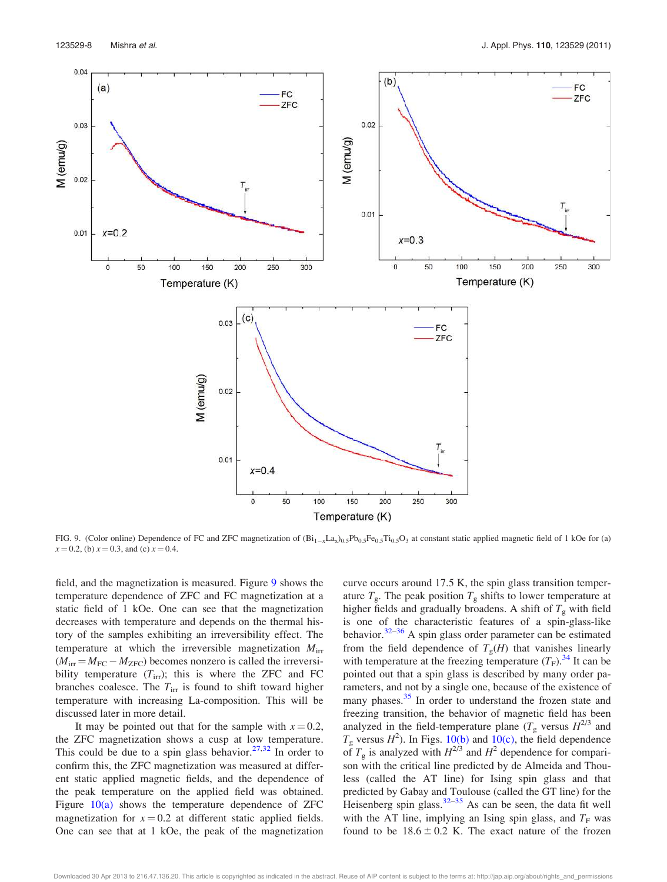FIG. 9. (Color online) Dependence of FC and ZFC magnetization of $(Bi_{1-x}La_x)_{0.5}Pb_{0.5}Fe_{0.5}Ti_{0.5}O_3$ at constant static applied magnetic field of 1 kOe for (a) $x = 0.2$, (b) $x = 0.3$, and (c) $x = 0.4$.

field, and the magnetization is measured. Figure 9 shows the temperature dependence of ZFC and FC magnetization at a static field of 1 kOe. One can see that the magnetization decreases with temperature and depends on the thermal history of the samples exhibiting an irreversibility effect. The temperature at which the irreversible magnetization $M_{irr}$ ($M_{irr} = M_{FC} - M_{ZFC}$) becomes nonzero is called the irreversibility temperature ($T_{irr}$); this is where the ZFC and FC branches coalesce. The $T_{irr}$ is found to shift toward higher temperature with increasing La-composition. This will be discussed later in more detail.

It may be pointed out that for the sample with $x = 0.2$, the ZFC magnetization shows a cusp at low temperature. This could be due to a spin glass behavior.[27,32] In order to confirm this, the ZFC magnetization was measured at different static applied magnetic fields, and the dependence of the peak temperature on the applied field was obtained. Figure 10(a) shows the temperature dependence of ZFC magnetization for $x = 0.2$ at different static applied fields. One can see that at 1 kOe, the peak of the magnetization curve occurs around 17.5 K, the spin glass transition temperature $T_g$. The peak position $T_g$ shifts to lower temperature at higher fields and gradually broadens. A shift of $T_g$ with field is one of the characteristic features of a spin-glass-like behavior.[32–36] A spin glass order parameter can be estimated from the field dependence of $T_g(H)$ that vanishes linearly with temperature at the freezing temperature ($T_F$).[34] It can be pointed out that a spin glass is described by many order parameters, and not by a single one, because of the existence of many phases.[35] In order to understand the frozen state and freezing transition, the behavior of magnetic field has been analyzed in the field-temperature plane ($T_g$ versus $H^{2/3}$ and $T_g$ versus $H^2$). In Figs. 10(b) and 10(c), the field dependence of $T_g$ is analyzed with $H^{2/3}$ and $H^2$ dependence for comparison with the critical line predicted by de Almeida and Thouless (called the AT line) for Ising spin glass and that predicted by Gabay and Toulouse (called the GT line) for the Heisenberg spin glass.[32–35] As can be seen, the data fit well with the AT line, implying an Ising spin glass, and $T_F$ was found to be $18.6 \pm 0.2$ K. The exact nature of the frozen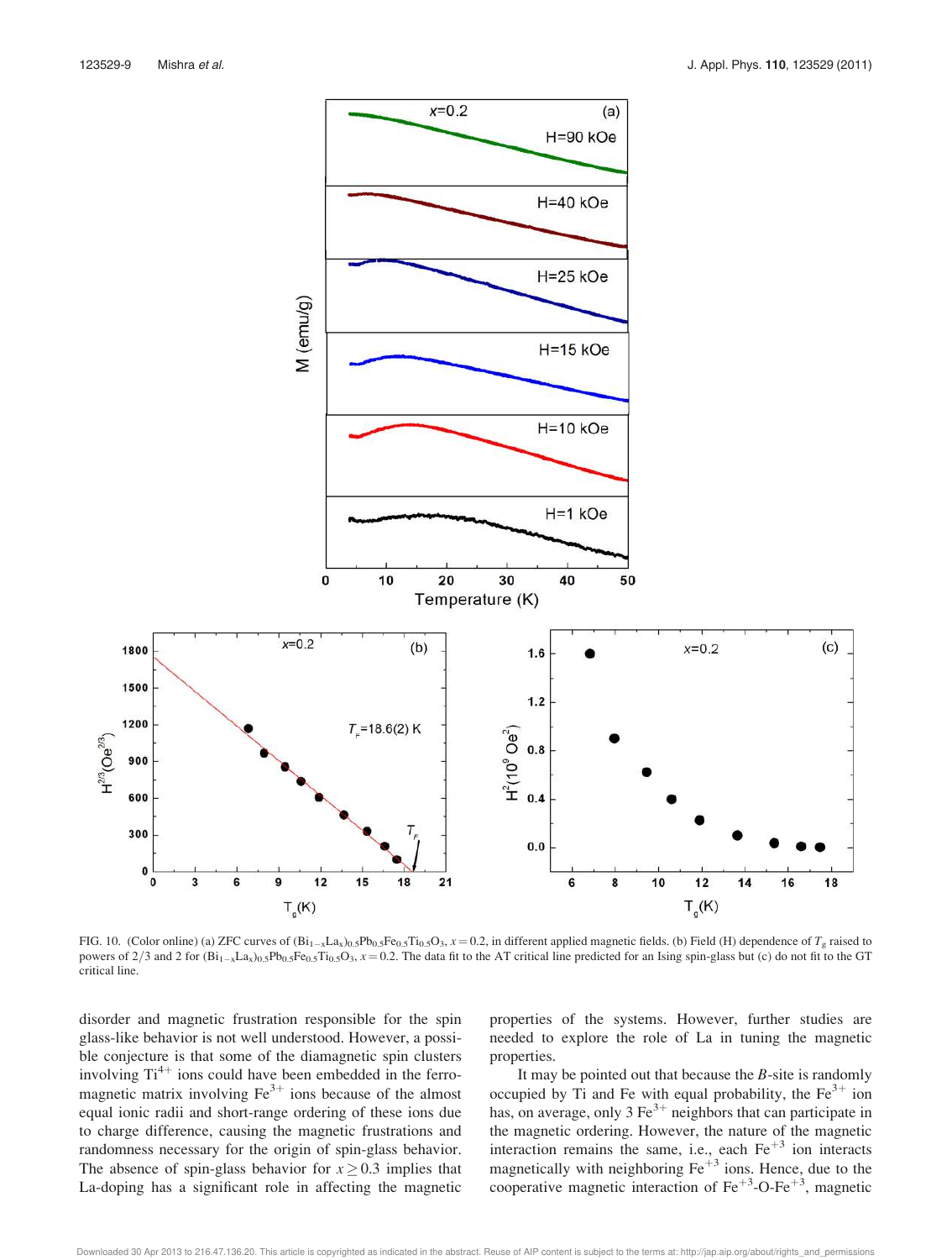FIG. 10. (Color online) (a) ZFC curves of $(Bi_{1-x}La_x)_{0.5}Pb_{0.5}Fe_{0.5}Ti_{0.5}O_3$, $x = 0.2$, in different applied magnetic fields. (b) Field (H) dependence of $T_g$ raised to powers of 2/3 and 2 for $(Bi_{1-x}La_x)_{0.5}Pb_{0.5}Fe_{0.5}Ti_{0.5}O_3$, $x = 0.2$. The data fit to the AT critical line predicted for an Ising spin-glass but (c) do not fit to the GT critical line.

disorder and magnetic frustration responsible for the spin glass-like behavior is not well understood. However, a possible conjecture is that some of the diamagnetic spin clusters involving $Ti^{4+}$ ions could have been embedded in the ferromagnetic matrix involving $Fe^{3+}$ ions because of the almost equal ionic radii and short-range ordering of these ions due to charge difference, causing the magnetic frustrations and randomness necessary for the origin of spin-glass behavior. The absence of spin-glass behavior for $x \geq 0.3$ implies that La-doping has a significant role in affecting the magnetic properties of the systems. However, further studies are needed to explore the role of La in tuning the magnetic properties.

It may be pointed out that because the *B*-site is randomly occupied by Ti and Fe with equal probability, the $Fe^{3+}$ ion has, on average, only 3 $Fe^{3+}$ neighbors that can participate in the magnetic ordering. However, the nature of the magnetic interaction remains the same, i.e., each $Fe^{+3}$ ion interacts magnetically with neighboring $Fe^{+3}$ ions. Hence, due to the cooperative magnetic interaction of $Fe^{+3}$-O-$Fe^{+3}$, magnetic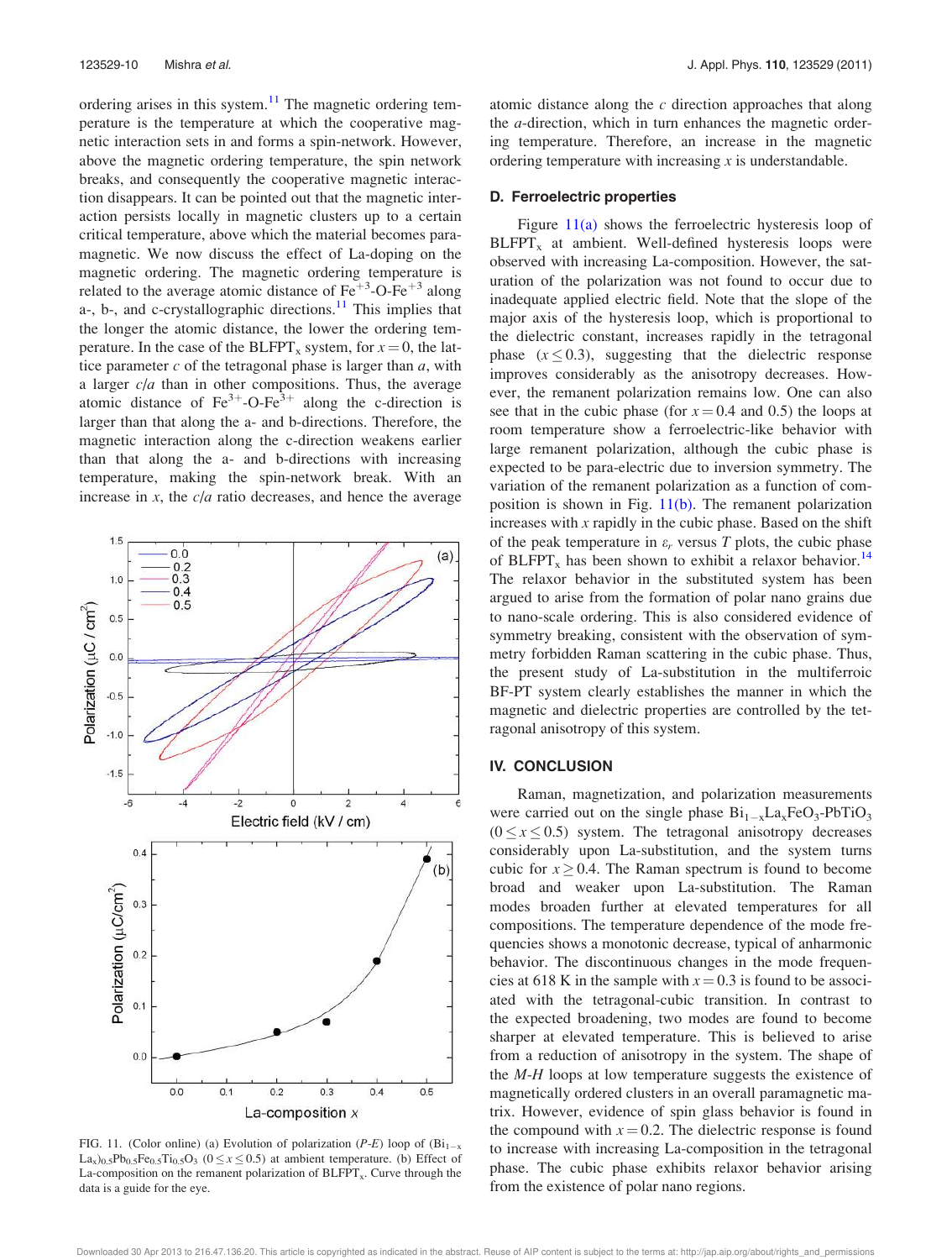ordering arises in this system.[11] The magnetic ordering temperature is the temperature at which the cooperative magnetic interaction sets in and forms a spin-network. However, above the magnetic ordering temperature, the spin network breaks, and consequently the cooperative magnetic interaction disappears. It can be pointed out that the magnetic interaction persists locally in magnetic clusters up to a certain critical temperature, above which the material becomes paramagnetic. We now discuss the effect of La-doping on the magnetic ordering. The magnetic ordering temperature is related to the average atomic distance of $Fe^{+3}$-O-$Fe^{+3}$ along a-, b-, and c-crystallographic directions.[11] This implies that the longer the atomic distance, the lower the ordering temperature. In the case of the $BLFPT_x$ system, for $x = 0$, the lattice parameter $c$ of the tetragonal phase is larger than $a$, with a larger $c/a$ than in other compositions. Thus, the average atomic distance of $Fe^{3+}$-O-$Fe^{3+}$ along the c-direction is larger than that along the a- and b-directions. Therefore, the magnetic interaction along the c-direction weakens earlier than that along the a- and b-directions with increasing temperature, making the spin-network break. With an increase in $x$, the $c/a$ ratio decreases, and hence the average atomic distance along the $c$ direction approaches that along the $a$-direction, which in turn enhances the magnetic ordering temperature. Therefore, an increase in the magnetic ordering temperature with increasing $x$ is understandable.

FIG. 11. (Color online) (a) Evolution of polarization (*P-E*) loop of $(Bi_{1-x}La_x)_{0.5}Pb_{0.5}Fe_{0.5}Ti_{0.5}O_3$ $(0 \le x \le 0.5)$ at ambient temperature. (b) Effect of La-composition on the remanent polarization of $BLFPT_x$. Curve through the data is a guide for the eye.

### D. Ferroelectric properties

Figure 11(a) shows the ferroelectric hysteresis loop of $BLFPT_x$ at ambient. Well-defined hysteresis loops were observed with increasing La-composition. However, the saturation of the polarization was not found to occur due to inadequate applied electric field. Note that the slope of the major axis of the hysteresis loop, which is proportional to the dielectric constant, increases rapidly in the tetragonal phase $(x \le 0.3)$, suggesting that the dielectric response improves considerably as the anisotropy decreases. However, the remanent polarization remains low. One can also see that in the cubic phase (for $x = 0.4$ and $0.5$) the loops at room temperature show a ferroelectric-like behavior with large remanent polarization, although the cubic phase is expected to be para-electric due to inversion symmetry. The variation of the remanent polarization as a function of composition is shown in Fig. 11(b). The remanent polarization increases with $x$ rapidly in the cubic phase. Based on the shift of the peak temperature in $\varepsilon_r$ versus $T$ plots, the cubic phase of $BLFPT_x$ has been shown to exhibit a relaxor behavior.[14] The relaxor behavior in the substituted system has been argued to arise from the formation of polar nano grains due to nano-scale ordering. This is also considered evidence of symmetry breaking, consistent with the observation of symmetry forbidden Raman scattering in the cubic phase. Thus, the present study of La-substitution in the multiferroic BF-PT system clearly establishes the manner in which the magnetic and dielectric properties are controlled by the tetragonal anisotropy of this system.

## IV. CONCLUSION

Raman, magnetization, and polarization measurements were carried out on the single phase $Bi_{1-x}La_xFeO_3$-$PbTiO_3$ $(0 \le x \le 0.5)$ system. The tetragonal anisotropy decreases considerably upon La-substitution, and the system turns cubic for $x \ge 0.4$. The Raman spectrum is found to become broad and weaker upon La-substitution. The Raman modes broaden further at elevated temperatures for all compositions. The temperature dependence of the mode frequencies shows a monotonic decrease, typical of anharmonic behavior. The discontinuous changes in the mode frequencies at 618 K in the sample with $x = 0.3$ is found to be associated with the tetragonal-cubic transition. In contrast to the expected broadening, two modes are found to become sharper at elevated temperature. This is believed to arise from a reduction of anisotropy in the system. The shape of the *M-H* loops at low temperature suggests the existence of magnetically ordered clusters in an overall paramagnetic matrix. However, evidence of spin glass behavior is found in the compound with $x = 0.2$. The dielectric response is found to increase with increasing La-composition in the tetragonal phase. The cubic phase exhibits relaxor behavior arising from the existence of polar nano regions.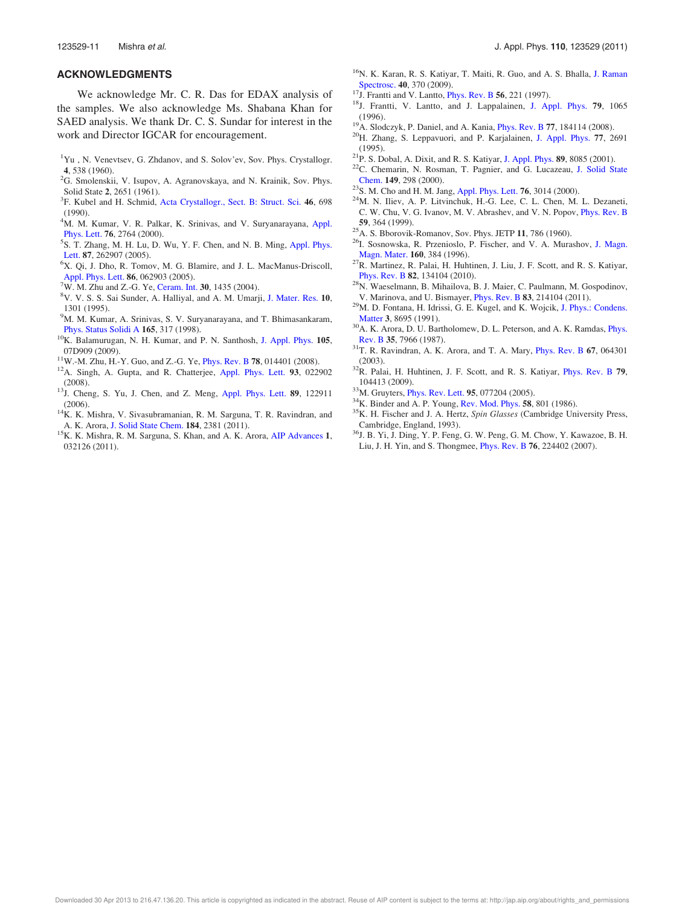## ACKNOWLEDGMENTS

We acknowledge Mr. C. R. Das for EDAX analysis of the samples. We also acknowledge Ms. Shabana Khan for SAED analysis. We thank Dr. C. S. Sundar for interest in the work and Director IGCAR for encouragement.

[1] Yu , N. Venevtsev, G. Zhdanov, and S. Solov'ev, Sov. Phys. Crystallogr. **4**, 538 (1960).

[2] G. Smolenskii, V. Isupov, A. Agranovskaya, and N. Krainik, Sov. Phys. Solid State **2**, 2651 (1961).

[3] F. Kubel and H. Schmid, Acta Crystallogr., Sect. B: Struct. Sci. **46**, 698 (1990).

[4] M. M. Kumar, V. R. Palkar, K. Srinivas, and V. Suryanarayana, Appl. Phys. Lett. **76**, 2764 (2000).

[5] S. T. Zhang, M. H. Lu, D. Wu, Y. F. Chen, and N. B. Ming, Appl. Phys. Lett. **87**, 262907 (2005).

[6] X. Qi, J. Dho, R. Tomov, M. G. Blamire, and J. L. MacManus-Driscoll, Appl. Phys. Lett. **86**, 062903 (2005).

[7] W. M. Zhu and Z.-G. Ye, Ceram. Int. **30**, 1435 (2004).

[8] V. V. S. S. Sai Sunder, A. Halliyal, and A. M. Umarji, J. Mater. Res. **10**, 1301 (1995).

[9] M. M. Kumar, A. Srinivas, S. V. Suryanarayana, and T. Bhimasankaram, Phys. Status Solidi A **165**, 317 (1998).

[10] K. Balamurugan, N. H. Kumar, and P. N. Santhosh, J. Appl. Phys. **105**, 07D909 (2009).

[11] W.-M. Zhu, H.-Y. Guo, and Z.-G. Ye, Phys. Rev. B **78**, 014401 (2008).

[12] A. Singh, A. Gupta, and R. Chatterjee, Appl. Phys. Lett. **93**, 022902 (2008).

[13] J. Cheng, S. Yu, J. Chen, and Z. Meng, Appl. Phys. Lett. **89**, 122911 (2006).

[14] K. K. Mishra, V. Sivasubramanian, R. M. Sarguna, T. R. Ravindran, and A. K. Arora, J. Solid State Chem. **184**, 2381 (2011).

[15] K. K. Mishra, R. M. Sarguna, S. Khan, and A. K. Arora, AIP Advances **1**, 032126 (2011).

[16] N. K. Karan, R. S. Katiyar, T. Maiti, R. Guo, and A. S. Bhalla, J. Raman Spectrosc. **40**, 370 (2009).

[17] J. Frantti and V. Lantto, Phys. Rev. B **56**, 221 (1997).

[18] J. Frantti, V. Lantto, and J. Lappalainen, J. Appl. Phys. **79**, 1065 (1996).

[19] A. Slodczyk, P. Daniel, and A. Kania, Phys. Rev. B **77**, 184114 (2008).

[20] H. Zhang, S. Leppavuori, and P. Karjalainen, J. Appl. Phys. **77**, 2691 (1995).

[21] P. S. Dobal, A. Dixit, and R. S. Katiyar, J. Appl. Phys. **89**, 8085 (2001).

[22] C. Chemarin, N. Rosman, T. Pagnier, and G. Lucazeau, J. Solid State Chem. **149**, 298 (2000).

[23] S. M. Cho and H. M. Jang, Appl. Phys. Lett. **76**, 3014 (2000).

[24] M. N. Iliev, A. P. Litvinchuk, H.-G. Lee, C. L. Chen, M. L. Dezaneti, C. W. Chu, V. G. Ivanov, M. V. Abrashev, and V. N. Popov, Phys. Rev. B **59**, 364 (1999).

[25] A. S. Bborovik-Romanov, Sov. Phys. JETP **11**, 786 (1960).

[26] I. Sosnowska, R. Przenioslo, P. Fischer, and V. A. Murashov, J. Magn. Magn. Mater. **160**, 384 (1996).

[27] R. Martinez, R. Palai, H. Huhtinen, J. Liu, J. F. Scott, and R. S. Katiyar, Phys. Rev. B **82**, 134104 (2010).

[28] N. Waeselmann, B. Mihailova, B. J. Maier, C. Paulmann, M. Gospodinov, V. Marinova, and U. Bismayer, Phys. Rev. B **83**, 214104 (2011).

[29] M. D. Fontana, H. Idrissi, G. E. Kugel, and K. Wojcik, J. Phys.: Condens. Matter **3**, 8695 (1991).

[30] A. K. Arora, D. U. Bartholomew, D. L. Peterson, and A. K. Ramdas, Phys. Rev. B **35**, 7966 (1987).

[31] T. R. Ravindran, A. K. Arora, and T. A. Mary, Phys. Rev. B **67**, 064301 (2003).

[32] R. Palai, H. Huhtinen, J. F. Scott, and R. S. Katiyar, Phys. Rev. B **79**, 104413 (2009).

[33] M. Gruyters, Phys. Rev. Lett. **95**, 077204 (2005).

[34] K. Binder and A. P. Young, Rev. Mod. Phys. **58**, 801 (1986).

[35] K. H. Fischer and J. A. Hertz, *Spin Glasses* (Cambridge University Press, Cambridge, England, 1993).

[36] J. B. Yi, J. Ding, Y. P. Feng, G. W. Peng, G. M. Chow, Y. Kawazoe, B. H. Liu, J. H. Yin, and S. Thongmee, Phys. Rev. B **76**, 224402 (2007).